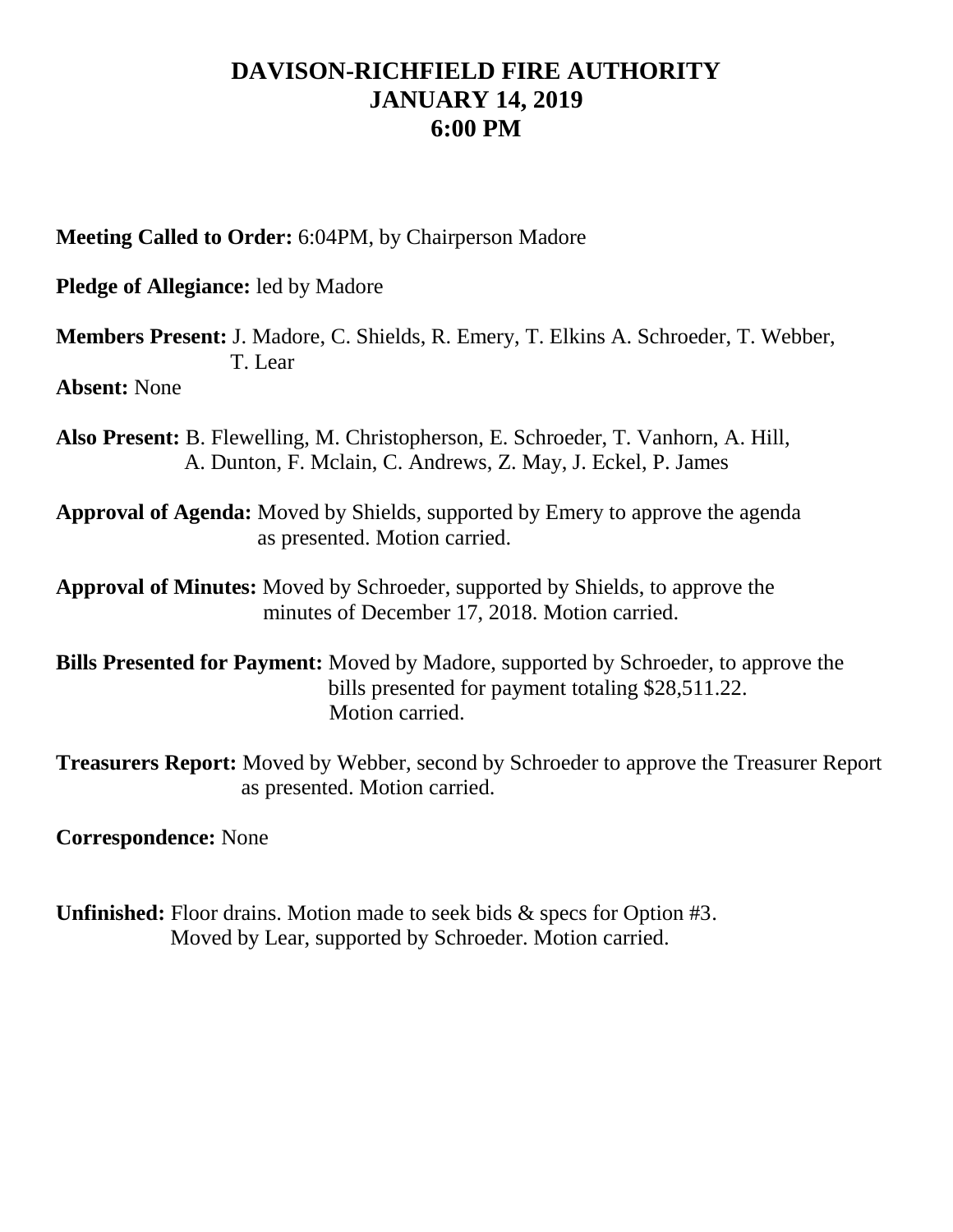# DAVISON-RICHFIELD FIRE AUTHORITY
# JANUARY 14, 2019
# 6:00 PM

**Meeting Called to Order:** 6:04PM, by Chairperson Madore

**Pledge of Allegiance:** led by Madore

**Members Present:** J. Madore, C. Shields, R. Emery, T. Elkins A. Schroeder, T. Webber, T. Lear

**Absent:** None

**Also Present:** B. Flewelling, M. Christopherson, E. Schroeder, T. Vanhorn, A. Hill, A. Dunton, F. Mclain, C. Andrews, Z. May, J. Eckel, P. James

**Approval of Agenda:** Moved by Shields, supported by Emery to approve the agenda as presented. Motion carried.

**Approval of Minutes:** Moved by Schroeder, supported by Shields, to approve the minutes of December 17, 2018. Motion carried.

**Bills Presented for Payment:** Moved by Madore, supported by Schroeder, to approve the bills presented for payment totaling $28,511.22. Motion carried.

**Treasurers Report:** Moved by Webber, second by Schroeder to approve the Treasurer Report as presented. Motion carried.

**Correspondence:** None

**Unfinished:** Floor drains. Motion made to seek bids & specs for Option #3. Moved by Lear, supported by Schroeder. Motion carried.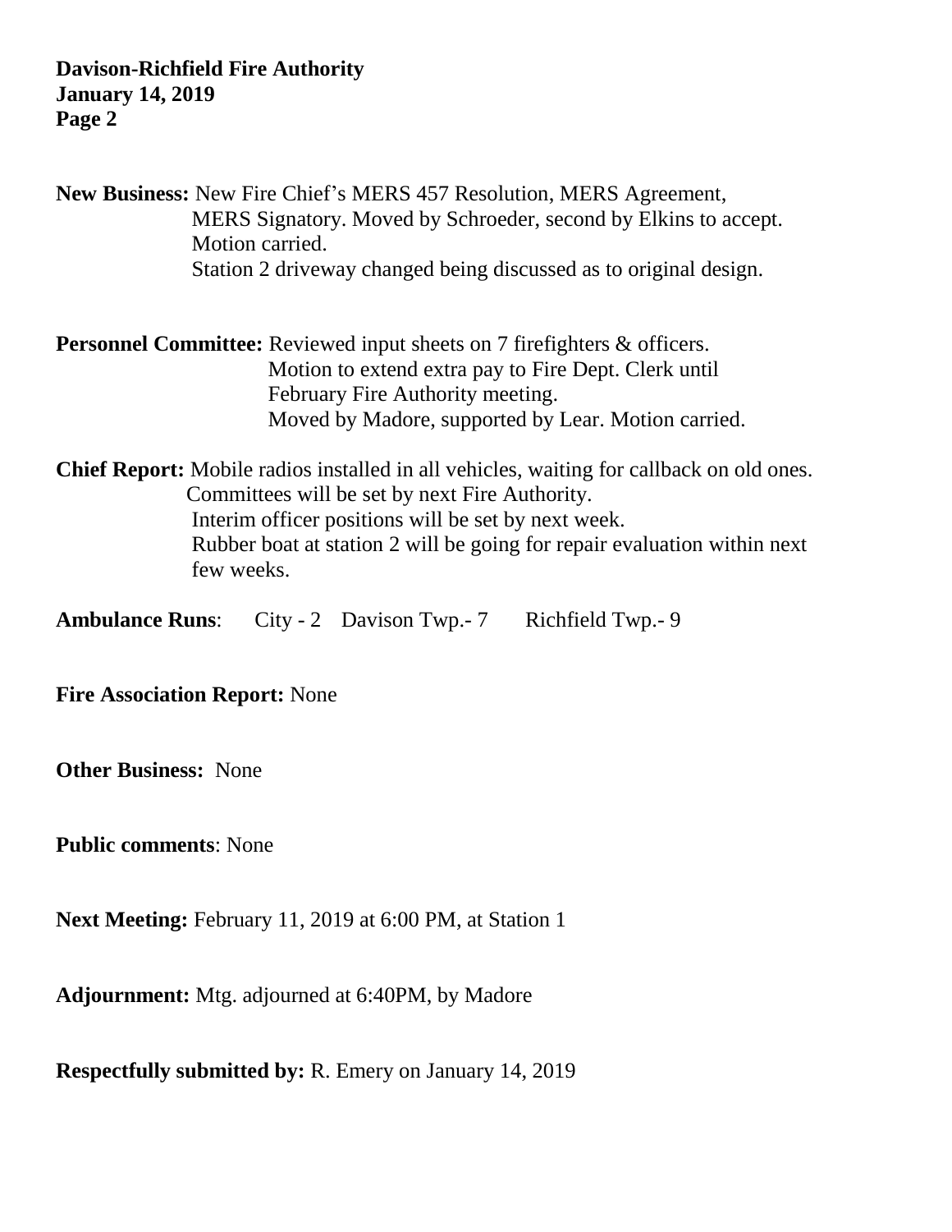**New Business:** New Fire Chief's MERS 457 Resolution, MERS Agreement, MERS Signatory. Moved by Schroeder, second by Elkins to accept. Motion carried.
Station 2 driveway changed being discussed as to original design.

**Personnel Committee:** Reviewed input sheets on 7 firefighters & officers.
Motion to extend extra pay to Fire Dept. Clerk until February Fire Authority meeting.
Moved by Madore, supported by Lear. Motion carried.

**Chief Report:** Mobile radios installed in all vehicles, waiting for callback on old ones.
Committees will be set by next Fire Authority.
Interim officer positions will be set by next week.
Rubber boat at station 2 will be going for repair evaluation within next few weeks.

**Ambulance Runs**: City - 2 Davison Twp.- 7 Richfield Twp.- 9

**Fire Association Report:** None

**Other Business:** None

**Public comments**: None

**Next Meeting:** February 11, 2019 at 6:00 PM, at Station 1

**Adjournment:** Mtg. adjourned at 6:40PM, by Madore

**Respectfully submitted by:** R. Emery on January 14, 2019